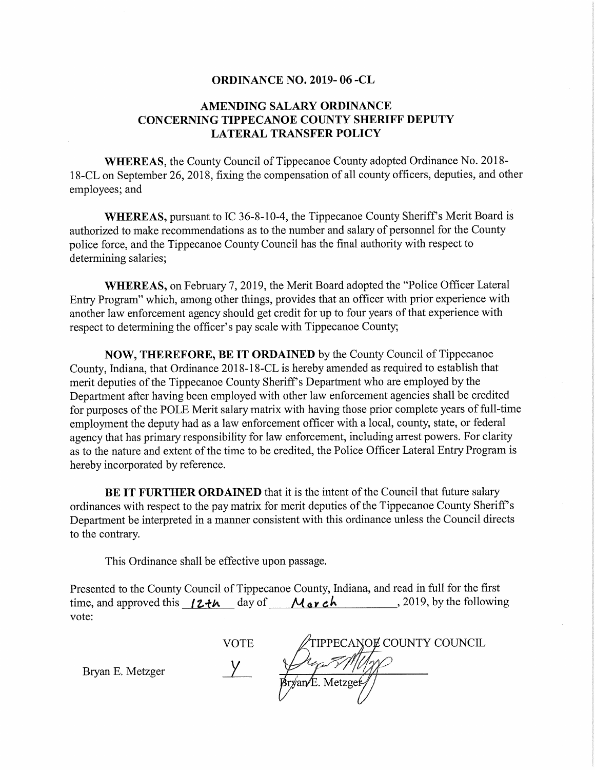# ORDINANCE NO. 2019- 06 -CL

## AMENDING SALARY ORDINANCE CONCERNING TIPPECANOE COUNTY SHERIFF DEPUTY LATERAL TRANSFER POLICY

**WHEREAS,** the County Council of Tippecanoe County adopted Ordinance No. 2018-18-CL on September 26, 2018, fixing the compensation of all county officers, deputies, and other employees; and

**WHEREAS,** pursuant to IC 36-8-10-4, the Tippecanoe County Sheriff's Merit Board is authorized to make recommendations as to the number and salary of personnel for the County police force, and the Tippecanoe County Council has the final authority with respect to determining salaries;

**WHEREAS,** on February 7, 2019, the Merit Board adopted the "Police Officer Lateral Entry Program" which, among other things, provides that an officer with prior experience with another law enforcement agency should get credit for up to four years of that experience with respect to determining the officer's pay scale with Tippecanoe County;

**NOW, THEREFORE, BE IT ORDAINED** by the County Council of Tippecanoe County, Indiana, that Ordinance 2018-18-CL is hereby amended as required to establish that merit deputies of the Tippecanoe County Sheriff's Department who are employed by the Department after having been employed with other law enforcement agencies shall be credited for purposes of the POLE Merit salary matrix with having those prior complete years of full-time employment the deputy had as a law enforcement officer with a local, county, state, or federal agency that has primary responsibility for law enforcement, including arrest powers. For clarity as to the nature and extent of the time to be credited, the Police Officer Lateral Entry Program is hereby incorporated by reference.

**BE IT FURTHER ORDAINED** that it is the intent of the Council that future salary ordinances with respect to the pay matrix for merit deputies of the Tippecanoe County Sheriff's Department be interpreted in a manner consistent with this ordinance unless the Council directs to the contrary.

This Ordinance shall be effective upon passage.

Presented to the County Council of Tippecanoe County, Indiana, and read in full for the first time, and approved this 12th day of March, 2019, by the following vote:

| | VOTE | TIPPECANOE COUNTY COUNCIL |
|---|---|---|
| Bryan E. Metzger | Y | Bryan E. Metzger |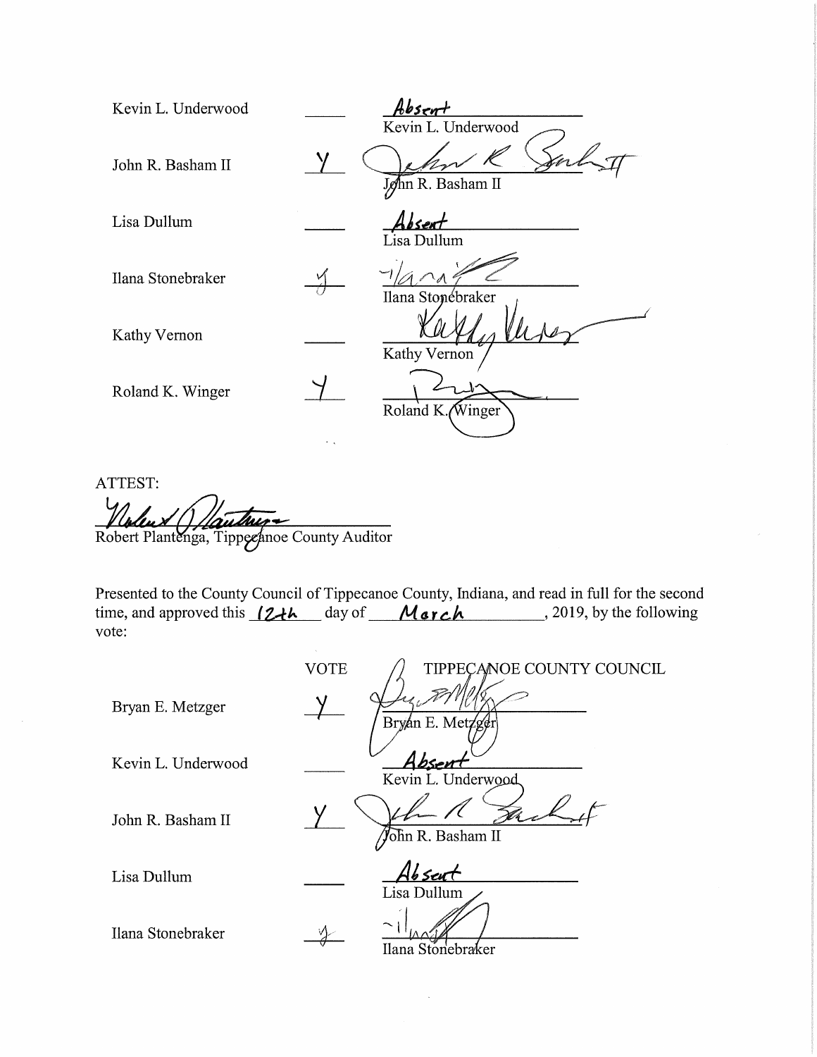| | | |
|---|---|---|
| Kevin L. Underwood | | *Absent* Kevin L. Underwood |
| John R. Basham II | Y | *[signature]* John R. Basham II |
| Lisa Dullum | | *Absent* Lisa Dullum |
| Ilana Stonebraker | Y | *[signature]* Ilana Stonebraker |
| Kathy Vernon | | *[signature]* Kathy Vernon |
| Roland K. Winger | Y | *[signature]* Roland K. Winger |

ATTEST:

*[signature]*
Robert Plantenga, Tippecanoe County Auditor

Presented to the County Council of Tippecanoe County, Indiana, and read in full for the second time, and approved this *12th* day of *March*, 2019, by the following vote:

| | VOTE | TIPPECANOE COUNTY COUNCIL |
|---|---|---|
| Bryan E. Metzger | Y | *[signature]* Bryan E. Metzger |
| Kevin L. Underwood | | *Absent* Kevin L. Underwood |
| John R. Basham II | Y | *[signature]* John R. Basham II |
| Lisa Dullum | | *Absent* Lisa Dullum |
| Ilana Stonebraker | Y | *[signature]* Ilana Stonebraker |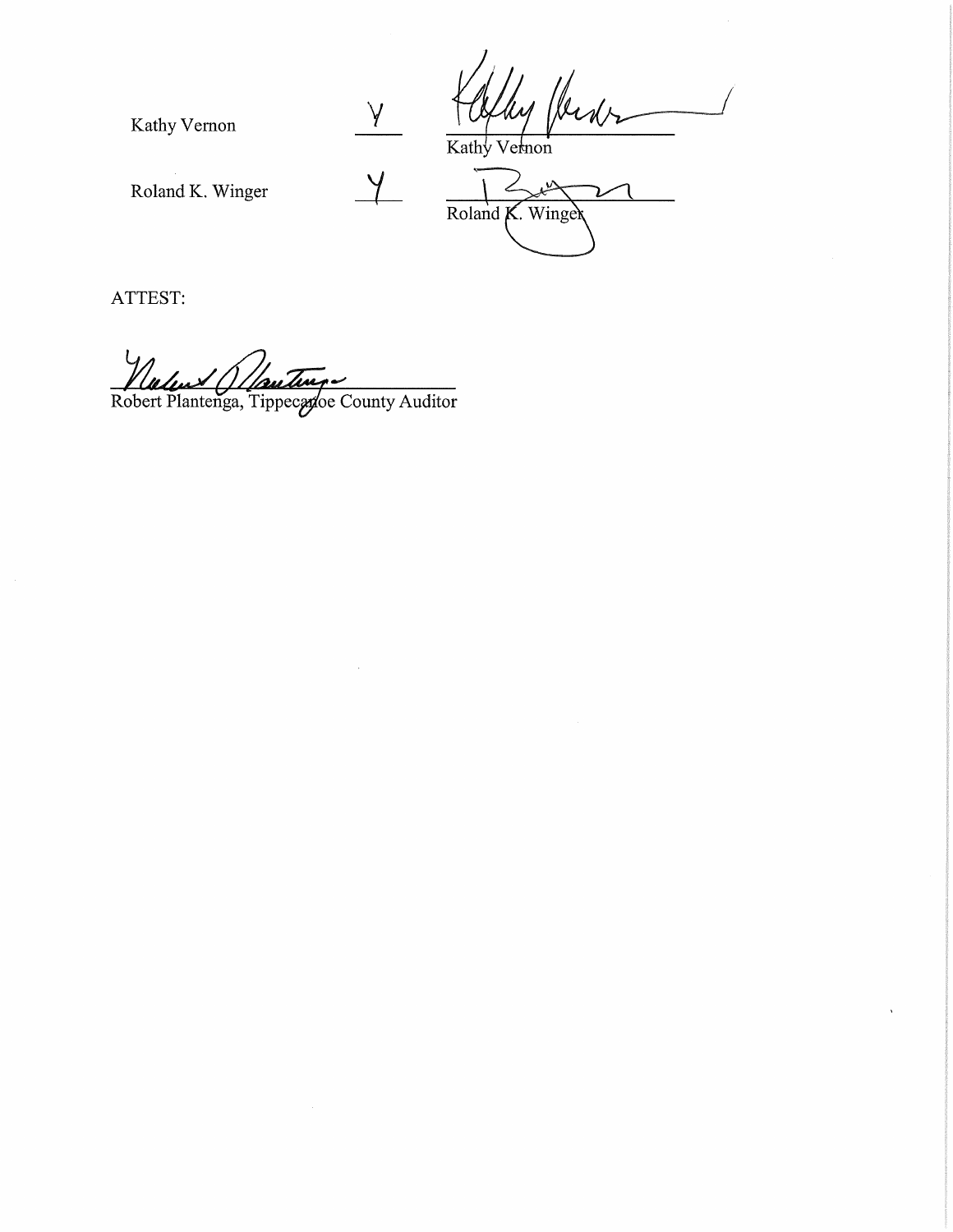| | | |
|---|---|---|
| Kathy Vernon | Y | Kathy Vernon |
| Roland K. Winger | Y | Roland K. Winger |

ATTEST:

Robert Plantenga, Tippecanoe County Auditor